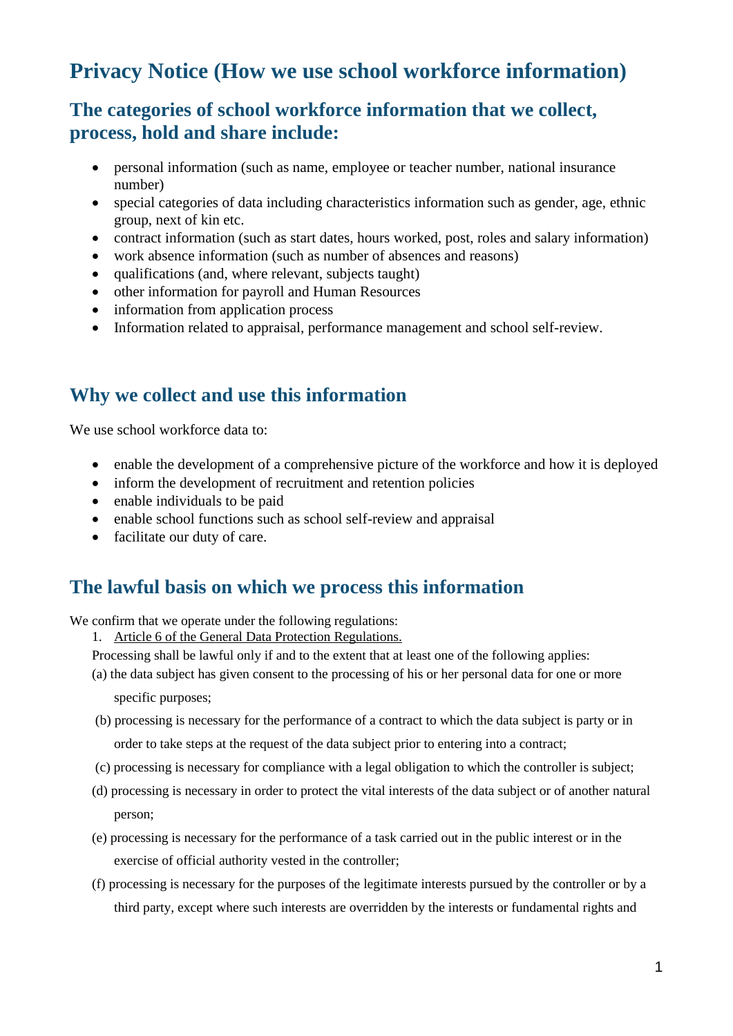# Privacy Notice (How we use school workforce information)

## The categories of school workforce information that we collect, process, hold and share include:

- personal information (such as name, employee or teacher number, national insurance number)
- special categories of data including characteristics information such as gender, age, ethnic group, next of kin etc.
- contract information (such as start dates, hours worked, post, roles and salary information)
- work absence information (such as number of absences and reasons)
- qualifications (and, where relevant, subjects taught)
- other information for payroll and Human Resources
- information from application process
- Information related to appraisal, performance management and school self-review.

## Why we collect and use this information

We use school workforce data to:

- enable the development of a comprehensive picture of the workforce and how it is deployed
- inform the development of recruitment and retention policies
- enable individuals to be paid
- enable school functions such as school self-review and appraisal
- facilitate our duty of care.

## The lawful basis on which we process this information

We confirm that we operate under the following regulations:

1. Article 6 of the General Data Protection Regulations.

Processing shall be lawful only if and to the extent that at least one of the following applies:

(a) the data subject has given consent to the processing of his or her personal data for one or more specific purposes;

(b) processing is necessary for the performance of a contract to which the data subject is party or in order to take steps at the request of the data subject prior to entering into a contract;

(c) processing is necessary for compliance with a legal obligation to which the controller is subject;

(d) processing is necessary in order to protect the vital interests of the data subject or of another natural person;

(e) processing is necessary for the performance of a task carried out in the public interest or in the exercise of official authority vested in the controller;

(f) processing is necessary for the purposes of the legitimate interests pursued by the controller or by a third party, except where such interests are overridden by the interests or fundamental rights and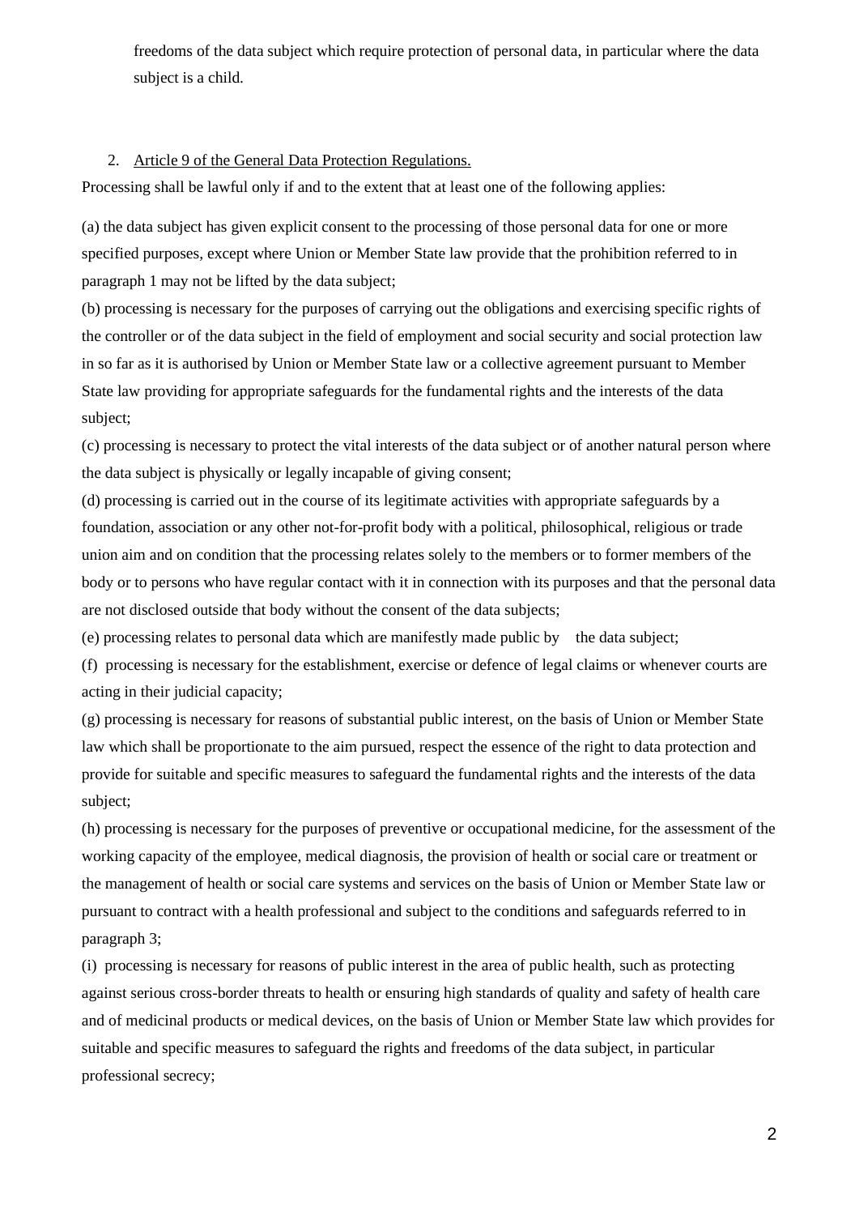freedoms of the data subject which require protection of personal data, in particular where the data subject is a child.

2. <u>Article 9 of the General Data Protection Regulations.</u>

Processing shall be lawful only if and to the extent that at least one of the following applies:

(a) the data subject has given explicit consent to the processing of those personal data for one or more specified purposes, except where Union or Member State law provide that the prohibition referred to in paragraph 1 may not be lifted by the data subject;

(b) processing is necessary for the purposes of carrying out the obligations and exercising specific rights of the controller or of the data subject in the field of employment and social security and social protection law in so far as it is authorised by Union or Member State law or a collective agreement pursuant to Member State law providing for appropriate safeguards for the fundamental rights and the interests of the data subject;

(c) processing is necessary to protect the vital interests of the data subject or of another natural person where the data subject is physically or legally incapable of giving consent;

(d) processing is carried out in the course of its legitimate activities with appropriate safeguards by a foundation, association or any other not-for-profit body with a political, philosophical, religious or trade union aim and on condition that the processing relates solely to the members or to former members of the body or to persons who have regular contact with it in connection with its purposes and that the personal data are not disclosed outside that body without the consent of the data subjects;

(e) processing relates to personal data which are manifestly made public by the data subject;

(f) processing is necessary for the establishment, exercise or defence of legal claims or whenever courts are acting in their judicial capacity;

(g) processing is necessary for reasons of substantial public interest, on the basis of Union or Member State law which shall be proportionate to the aim pursued, respect the essence of the right to data protection and provide for suitable and specific measures to safeguard the fundamental rights and the interests of the data subject;

(h) processing is necessary for the purposes of preventive or occupational medicine, for the assessment of the working capacity of the employee, medical diagnosis, the provision of health or social care or treatment or the management of health or social care systems and services on the basis of Union or Member State law or pursuant to contract with a health professional and subject to the conditions and safeguards referred to in paragraph 3;

(i) processing is necessary for reasons of public interest in the area of public health, such as protecting against serious cross-border threats to health or ensuring high standards of quality and safety of health care and of medicinal products or medical devices, on the basis of Union or Member State law which provides for suitable and specific measures to safeguard the rights and freedoms of the data subject, in particular professional secrecy;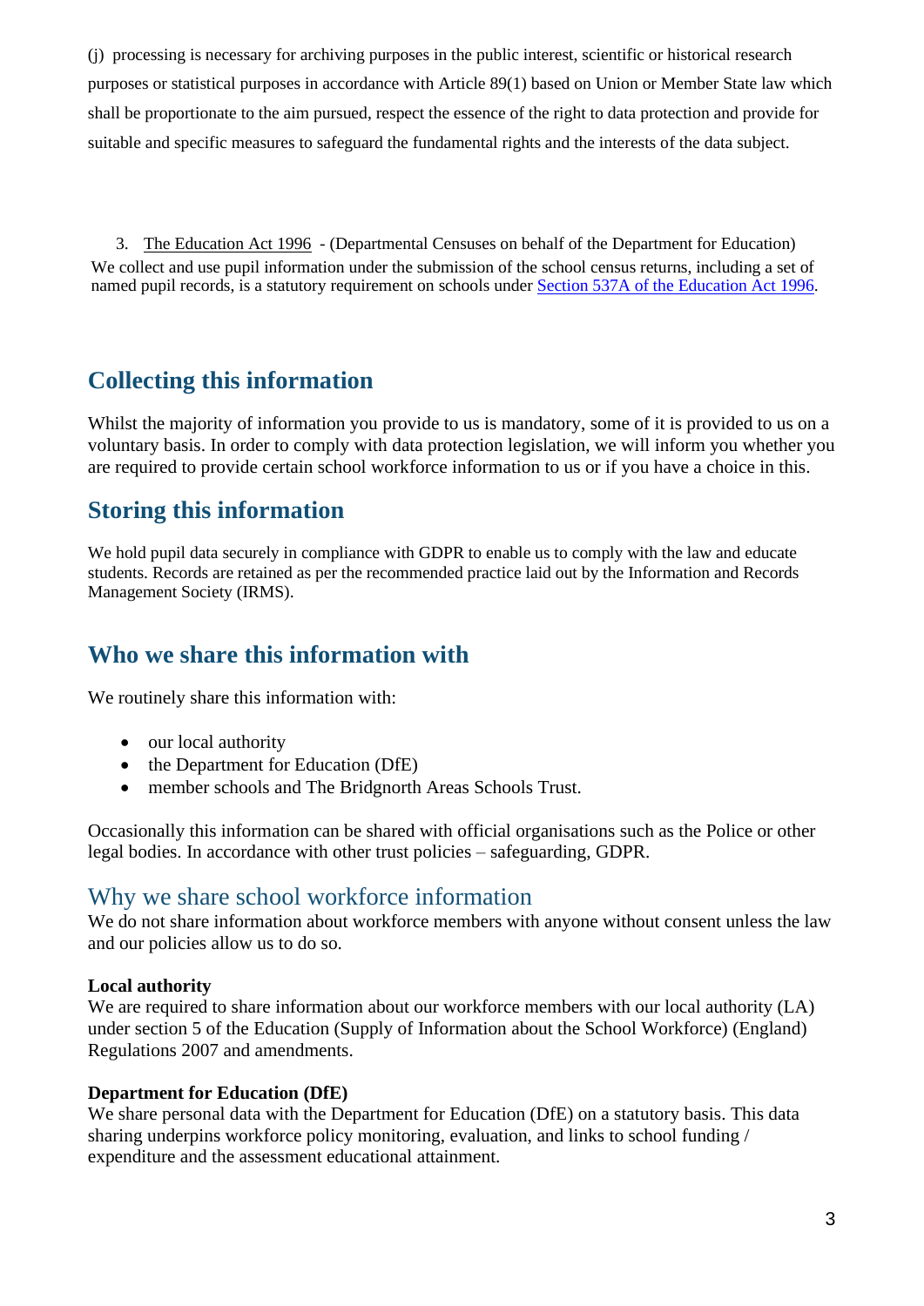(j) processing is necessary for archiving purposes in the public interest, scientific or historical research purposes or statistical purposes in accordance with Article 89(1) based on Union or Member State law which shall be proportionate to the aim pursued, respect the essence of the right to data protection and provide for suitable and specific measures to safeguard the fundamental rights and the interests of the data subject.

3. The Education Act 1996 - (Departmental Censuses on behalf of the Department for Education)

We collect and use pupil information under the submission of the school census returns, including a set of named pupil records, is a statutory requirement on schools under Section 537A of the Education Act 1996.

## Collecting this information

Whilst the majority of information you provide to us is mandatory, some of it is provided to us on a voluntary basis. In order to comply with data protection legislation, we will inform you whether you are required to provide certain school workforce information to us or if you have a choice in this.

## Storing this information

We hold pupil data securely in compliance with GDPR to enable us to comply with the law and educate students. Records are retained as per the recommended practice laid out by the Information and Records Management Society (IRMS).

## Who we share this information with

We routinely share this information with:

- our local authority
- the Department for Education (DfE)
- member schools and The Bridgnorth Areas Schools Trust.

Occasionally this information can be shared with official organisations such as the Police or other legal bodies. In accordance with other trust policies – safeguarding, GDPR.

## Why we share school workforce information

We do not share information about workforce members with anyone without consent unless the law and our policies allow us to do so.

**Local authority**

We are required to share information about our workforce members with our local authority (LA) under section 5 of the Education (Supply of Information about the School Workforce) (England) Regulations 2007 and amendments.

**Department for Education (DfE)**

We share personal data with the Department for Education (DfE) on a statutory basis. This data sharing underpins workforce policy monitoring, evaluation, and links to school funding / expenditure and the assessment educational attainment.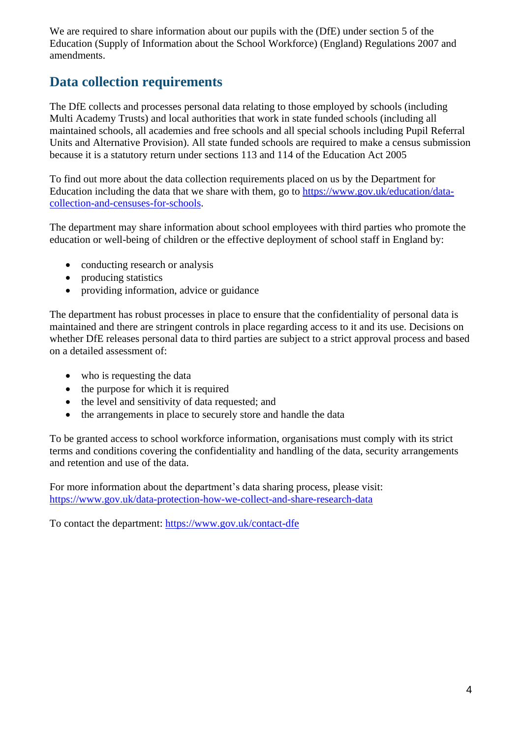We are required to share information about our pupils with the (DfE) under section 5 of the Education (Supply of Information about the School Workforce) (England) Regulations 2007 and amendments.

## Data collection requirements

The DfE collects and processes personal data relating to those employed by schools (including Multi Academy Trusts) and local authorities that work in state funded schools (including all maintained schools, all academies and free schools and all special schools including Pupil Referral Units and Alternative Provision). All state funded schools are required to make a census submission because it is a statutory return under sections 113 and 114 of the Education Act 2005

To find out more about the data collection requirements placed on us by the Department for Education including the data that we share with them, go to https://www.gov.uk/education/data-collection-and-censuses-for-schools.

The department may share information about school employees with third parties who promote the education or well-being of children or the effective deployment of school staff in England by:

- conducting research or analysis
- producing statistics
- providing information, advice or guidance

The department has robust processes in place to ensure that the confidentiality of personal data is maintained and there are stringent controls in place regarding access to it and its use. Decisions on whether DfE releases personal data to third parties are subject to a strict approval process and based on a detailed assessment of:

- who is requesting the data
- the purpose for which it is required
- the level and sensitivity of data requested; and
- the arrangements in place to securely store and handle the data

To be granted access to school workforce information, organisations must comply with its strict terms and conditions covering the confidentiality and handling of the data, security arrangements and retention and use of the data.

For more information about the department's data sharing process, please visit: https://www.gov.uk/data-protection-how-we-collect-and-share-research-data

To contact the department: https://www.gov.uk/contact-dfe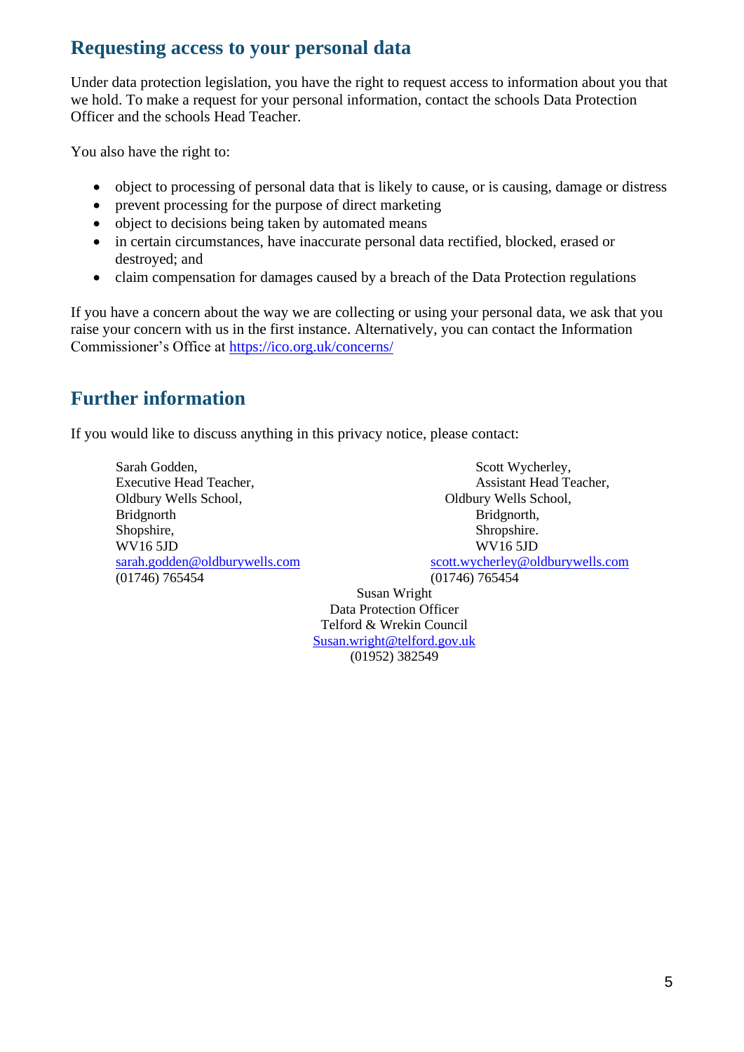## Requesting access to your personal data

Under data protection legislation, you have the right to request access to information about you that we hold. To make a request for your personal information, contact the schools Data Protection Officer and the schools Head Teacher.

You also have the right to:

- object to processing of personal data that is likely to cause, or is causing, damage or distress
- prevent processing for the purpose of direct marketing
- object to decisions being taken by automated means
- in certain circumstances, have inaccurate personal data rectified, blocked, erased or destroyed; and
- claim compensation for damages caused by a breach of the Data Protection regulations

If you have a concern about the way we are collecting or using your personal data, we ask that you raise your concern with us in the first instance. Alternatively, you can contact the Information Commissioner's Office at https://ico.org.uk/concerns/

## Further information

If you would like to discuss anything in this privacy notice, please contact:

Sarah Godden,
Executive Head Teacher,
Oldbury Wells School,
Bridgnorth
Shopshire,
WV16 5JD
sarah.godden@oldburywells.com
(01746) 765454

Scott Wycherley,
Assistant Head Teacher,
Oldbury Wells School,
Bridgnorth,
Shropshire.
WV16 5JD
scott.wycherley@oldburywells.com
(01746) 765454

Susan Wright
Data Protection Officer
Telford & Wrekin Council
Susan.wright@telford.gov.uk
(01952) 382549